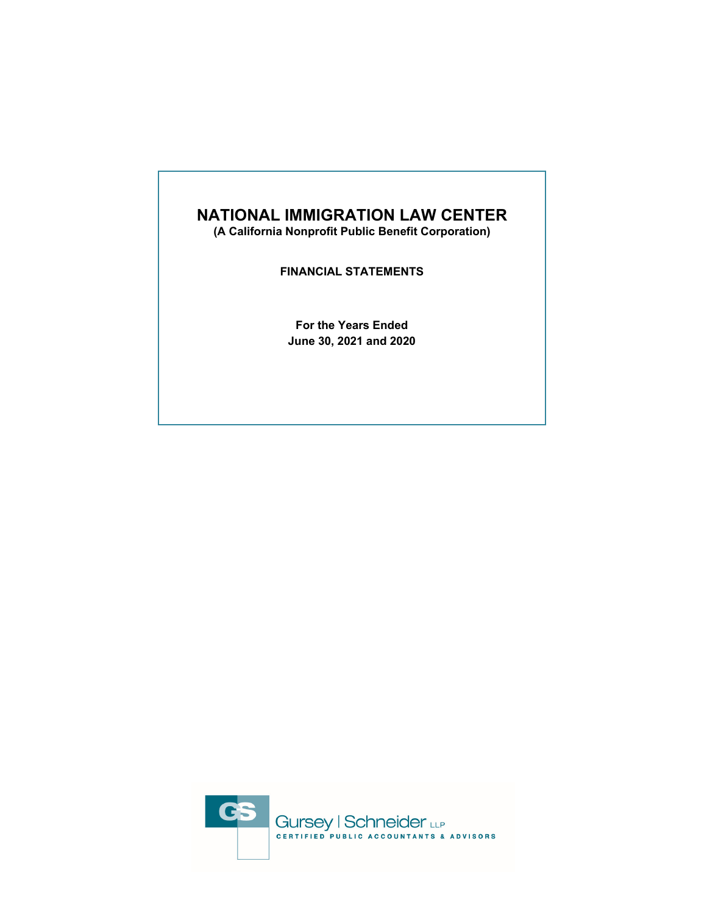# NATIONAL IMMIGRATION LAW CENTER

**(A California Nonprofit Public Benefit Corporation)**

**FINANCIAL STATEMENTS**

**For the Years Ended**
**June 30, 2021 and 2020**

Gursey | Schneider LLP
CERTIFIED PUBLIC ACCOUNTANTS & ADVISORS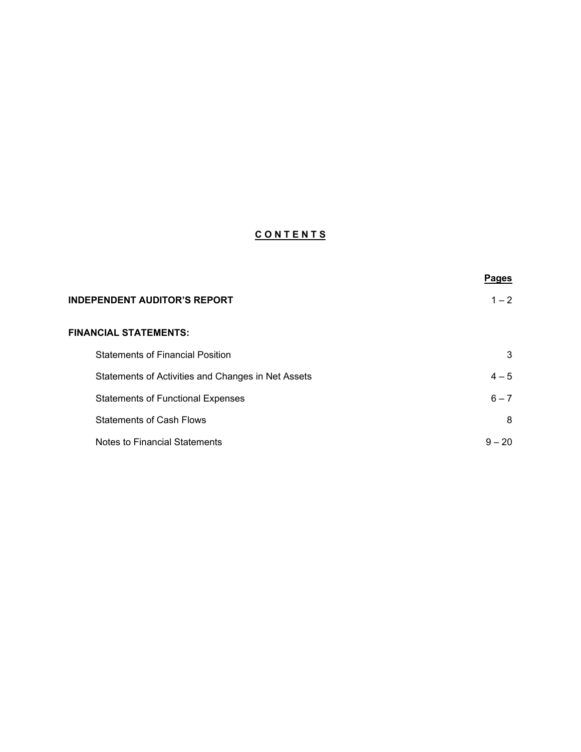## C O N T E N T S

| | Pages |
|---|---|
| **INDEPENDENT AUDITOR'S REPORT** | 1 – 2 |
| **FINANCIAL STATEMENTS:** | |
| Statements of Financial Position | 3 |
| Statements of Activities and Changes in Net Assets | 4 – 5 |
| Statements of Functional Expenses | 6 – 7 |
| Statements of Cash Flows | 8 |
| Notes to Financial Statements | 9 – 20 |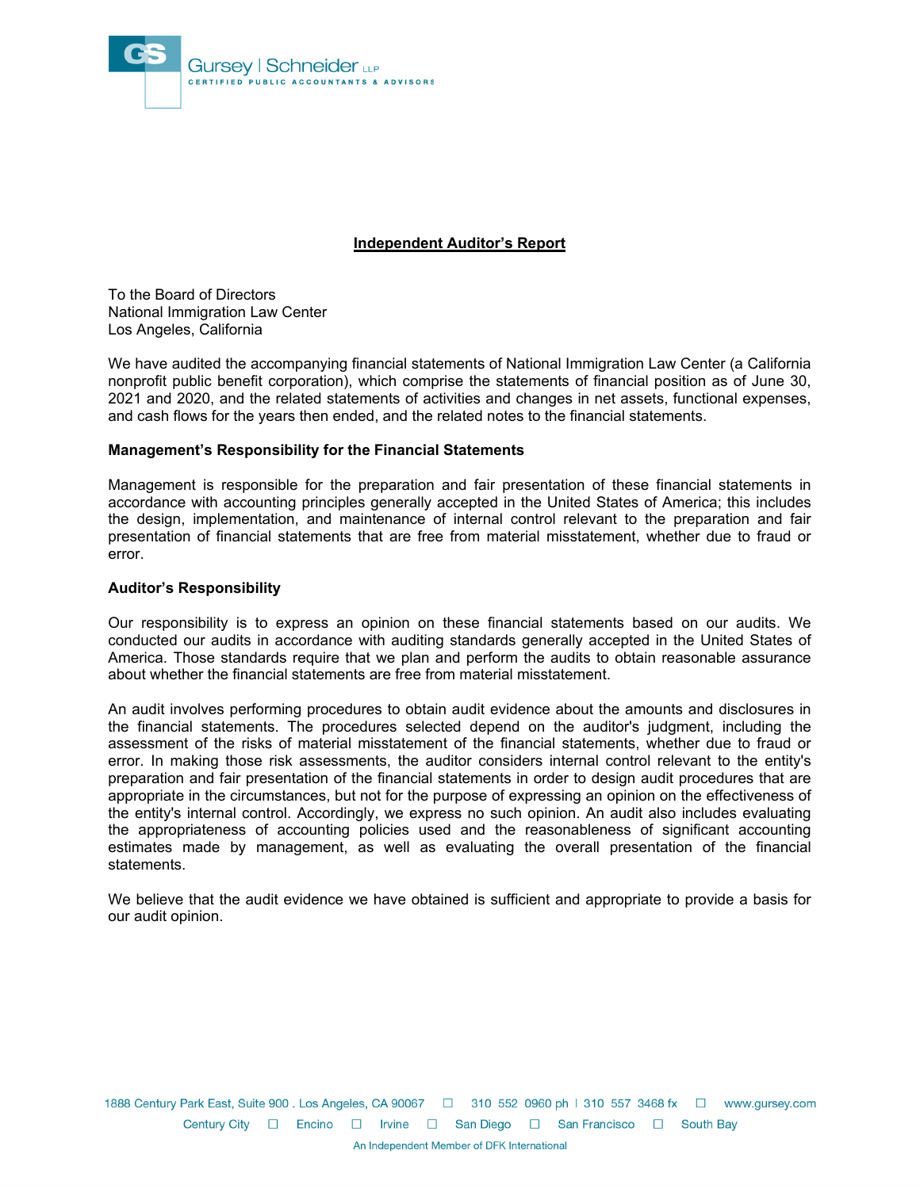Gursey | Schneider LLP
CERTIFIED PUBLIC ACCOUNTANTS & ADVISORS

## Independent Auditor's Report

To the Board of Directors
National Immigration Law Center
Los Angeles, California

We have audited the accompanying financial statements of National Immigration Law Center (a California nonprofit public benefit corporation), which comprise the statements of financial position as of June 30, 2021 and 2020, and the related statements of activities and changes in net assets, functional expenses, and cash flows for the years then ended, and the related notes to the financial statements.

### Management's Responsibility for the Financial Statements

Management is responsible for the preparation and fair presentation of these financial statements in accordance with accounting principles generally accepted in the United States of America; this includes the design, implementation, and maintenance of internal control relevant to the preparation and fair presentation of financial statements that are free from material misstatement, whether due to fraud or error.

### Auditor's Responsibility

Our responsibility is to express an opinion on these financial statements based on our audits. We conducted our audits in accordance with auditing standards generally accepted in the United States of America. Those standards require that we plan and perform the audits to obtain reasonable assurance about whether the financial statements are free from material misstatement.

An audit involves performing procedures to obtain audit evidence about the amounts and disclosures in the financial statements. The procedures selected depend on the auditor's judgment, including the assessment of the risks of material misstatement of the financial statements, whether due to fraud or error. In making those risk assessments, the auditor considers internal control relevant to the entity's preparation and fair presentation of the financial statements in order to design audit procedures that are appropriate in the circumstances, but not for the purpose of expressing an opinion on the effectiveness of the entity's internal control. Accordingly, we express no such opinion. An audit also includes evaluating the appropriateness of accounting policies used and the reasonableness of significant accounting estimates made by management, as well as evaluating the overall presentation of the financial statements.

We believe that the audit evidence we have obtained is sufficient and appropriate to provide a basis for our audit opinion.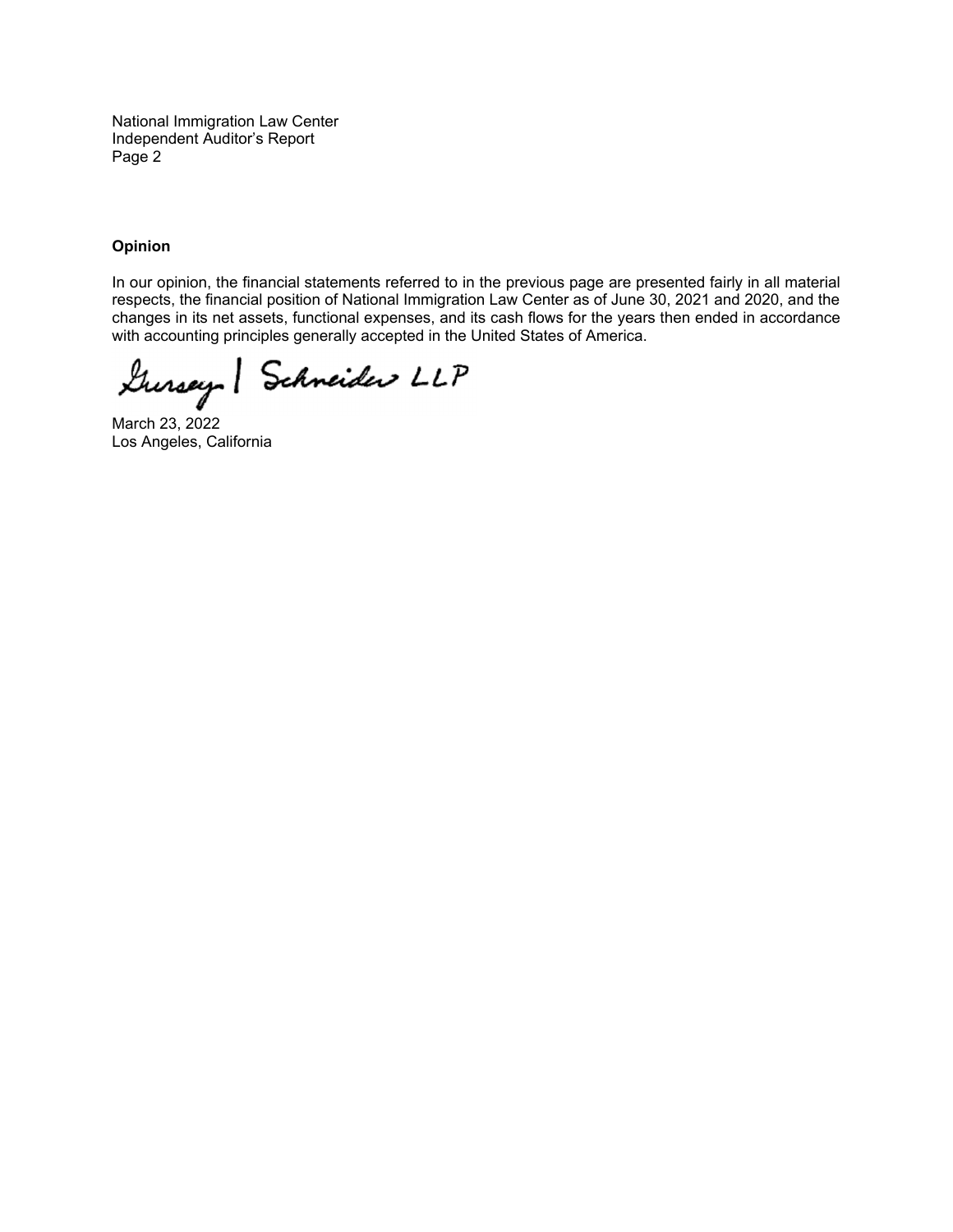## Opinion

In our opinion, the financial statements referred to in the previous page are presented fairly in all material respects, the financial position of National Immigration Law Center as of June 30, 2021 and 2020, and the changes in its net assets, functional expenses, and its cash flows for the years then ended in accordance with accounting principles generally accepted in the United States of America.

Gursey | Schneider LLP

March 23, 2022
Los Angeles, California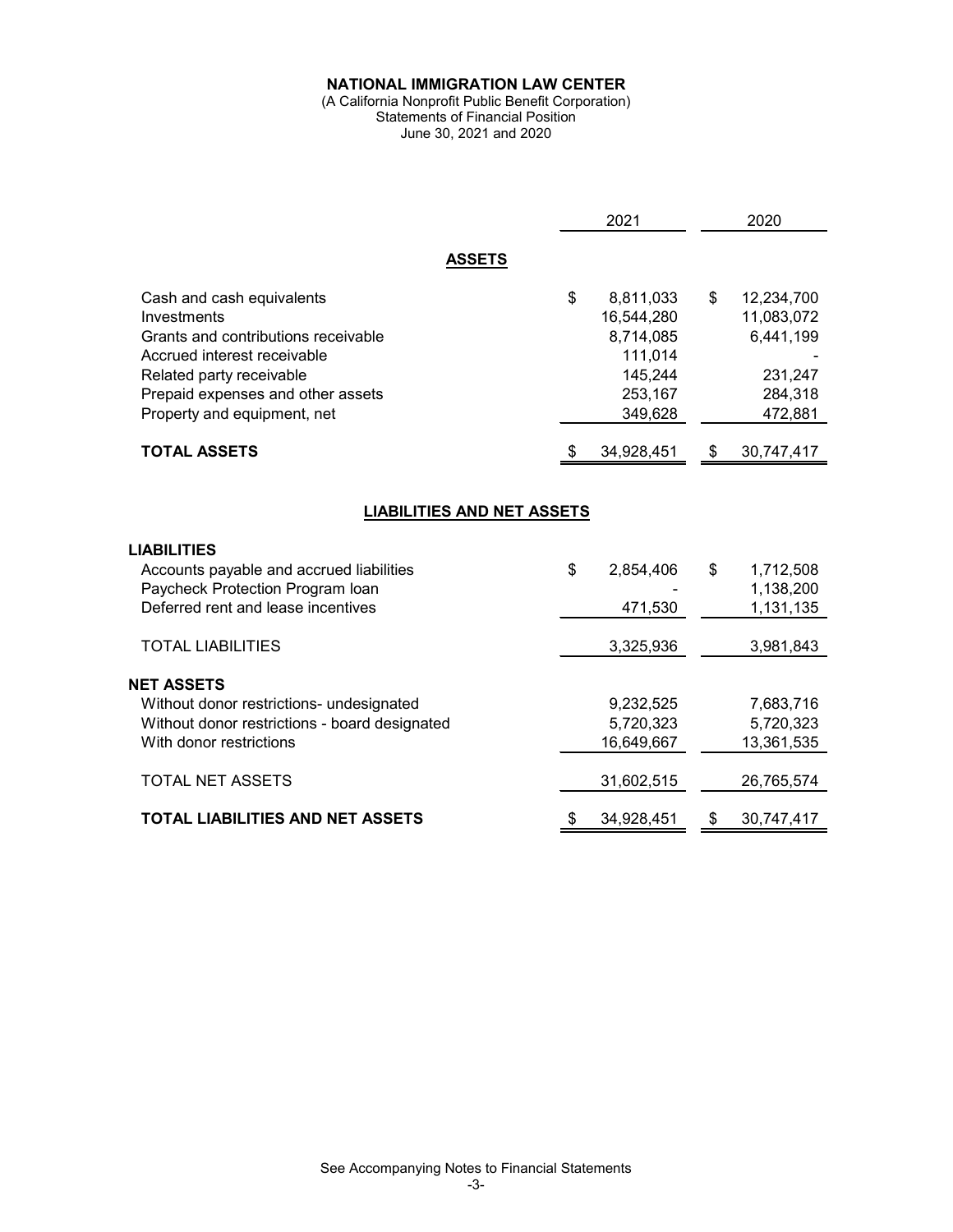# NATIONAL IMMIGRATION LAW CENTER

(A California Nonprofit Public Benefit Corporation)
Statements of Financial Position
June 30, 2021 and 2020

| | 2021 | 2020 |
|---|---|---|
| **ASSETS** | | |
| Cash and cash equivalents | $ 8,811,033 | $ 12,234,700 |
| Investments | 16,544,280 | 11,083,072 |
| Grants and contributions receivable | 8,714,085 | 6,441,199 |
| Accrued interest receivable | 111,014 | - |
| Related party receivable | 145,244 | 231,247 |
| Prepaid expenses and other assets | 253,167 | 284,318 |
| Property and equipment, net | 349,628 | 472,881 |
| **TOTAL ASSETS** | $ 34,928,451 | $ 30,747,417 |
| **LIABILITIES AND NET ASSETS** | | |
| **LIABILITIES** | | |
| Accounts payable and accrued liabilities | $ 2,854,406 | $ 1,712,508 |
| Paycheck Protection Program loan | - | 1,138,200 |
| Deferred rent and lease incentives | 471,530 | 1,131,135 |
| TOTAL LIABILITIES | 3,325,936 | 3,981,843 |
| **NET ASSETS** | | |
| Without donor restrictions- undesignated | 9,232,525 | 7,683,716 |
| Without donor restrictions - board designated | 5,720,323 | 5,720,323 |
| With donor restrictions | 16,649,667 | 13,361,535 |
| TOTAL NET ASSETS | 31,602,515 | 26,765,574 |
| **TOTAL LIABILITIES AND NET ASSETS** | $ 34,928,451 | $ 30,747,417 |

See Accompanying Notes to Financial Statements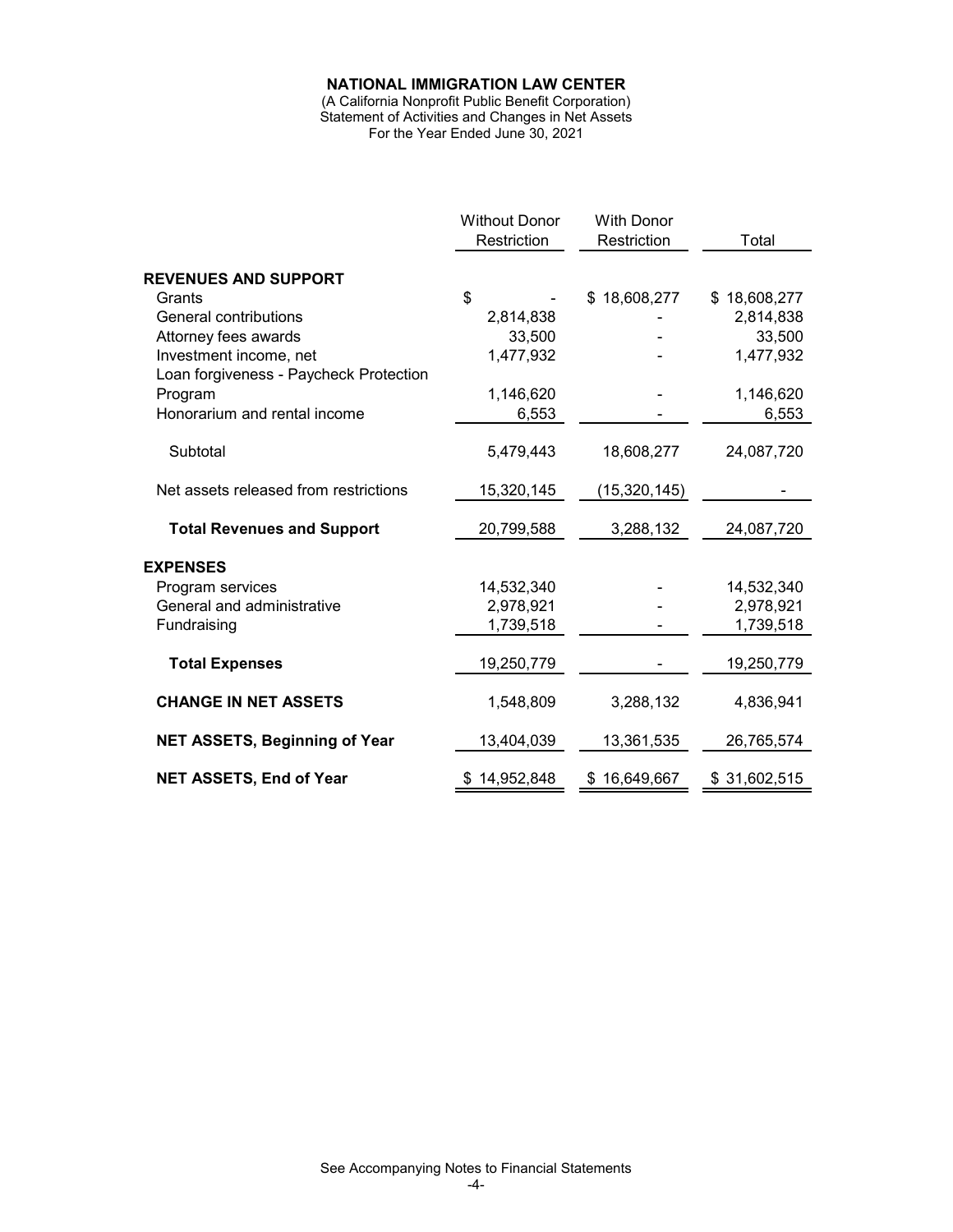# NATIONAL IMMIGRATION LAW CENTER

(A California Nonprofit Public Benefit Corporation)
Statement of Activities and Changes in Net Assets
For the Year Ended June 30, 2021

| | Without Donor Restriction | With Donor Restriction | Total |
|---|---|---|---|
| **REVENUES AND SUPPORT** | | | |
| Grants | $ - | $ 18,608,277 | $ 18,608,277 |
| General contributions | 2,814,838 | - | 2,814,838 |
| Attorney fees awards | 33,500 | - | 33,500 |
| Investment income, net | 1,477,932 | - | 1,477,932 |
| Loan forgiveness - Paycheck Protection Program | 1,146,620 | - | 1,146,620 |
| Honorarium and rental income | 6,553 | - | 6,553 |
| Subtotal | 5,479,443 | 18,608,277 | 24,087,720 |
| Net assets released from restrictions | 15,320,145 | (15,320,145) | - |
| **Total Revenues and Support** | 20,799,588 | 3,288,132 | 24,087,720 |
| **EXPENSES** | | | |
| Program services | 14,532,340 | - | 14,532,340 |
| General and administrative | 2,978,921 | - | 2,978,921 |
| Fundraising | 1,739,518 | - | 1,739,518 |
| **Total Expenses** | 19,250,779 | - | 19,250,779 |
| **CHANGE IN NET ASSETS** | 1,548,809 | 3,288,132 | 4,836,941 |
| **NET ASSETS, Beginning of Year** | 13,404,039 | 13,361,535 | 26,765,574 |
| **NET ASSETS, End of Year** | $ 14,952,848 | $ 16,649,667 | $ 31,602,515 |

See Accompanying Notes to Financial Statements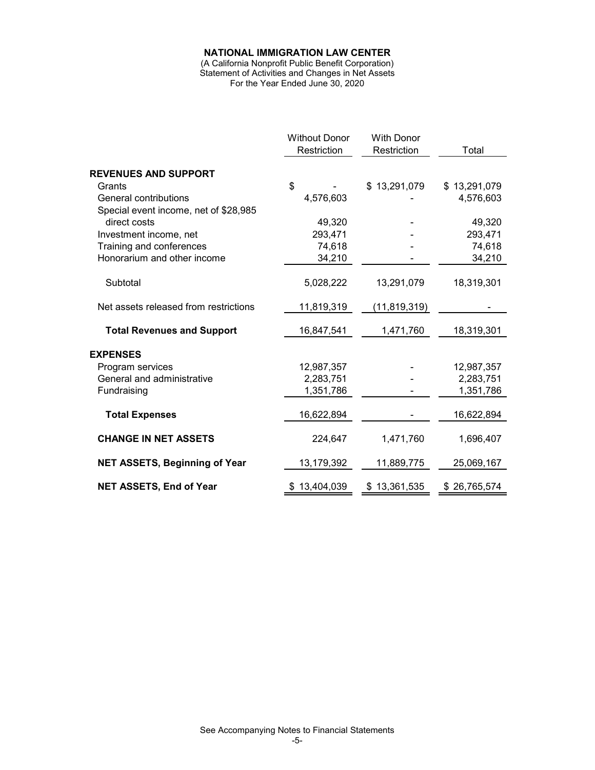**NATIONAL IMMIGRATION LAW CENTER**
(A California Nonprofit Public Benefit Corporation)
Statement of Activities and Changes in Net Assets
For the Year Ended June 30, 2020

| | Without Donor Restriction | With Donor Restriction | Total |
|---|---|---|---|
| **REVENUES AND SUPPORT** | | | |
| Grants | $ - | $ 13,291,079 | $ 13,291,079 |
| General contributions | 4,576,603 | - | 4,576,603 |
| Special event income, net of $28,985 direct costs | 49,320 | - | 49,320 |
| Investment income, net | 293,471 | - | 293,471 |
| Training and conferences | 74,618 | - | 74,618 |
| Honorarium and other income | 34,210 | - | 34,210 |
| Subtotal | 5,028,222 | 13,291,079 | 18,319,301 |
| Net assets released from restrictions | 11,819,319 | (11,819,319) | - |
| **Total Revenues and Support** | 16,847,541 | 1,471,760 | 18,319,301 |
| **EXPENSES** | | | |
| Program services | 12,987,357 | - | 12,987,357 |
| General and administrative | 2,283,751 | - | 2,283,751 |
| Fundraising | 1,351,786 | - | 1,351,786 |
| **Total Expenses** | 16,622,894 | - | 16,622,894 |
| **CHANGE IN NET ASSETS** | 224,647 | 1,471,760 | 1,696,407 |
| **NET ASSETS, Beginning of Year** | 13,179,392 | 11,889,775 | 25,069,167 |
| **NET ASSETS, End of Year** | $ 13,404,039 | $ 13,361,535 | $ 26,765,574 |

See Accompanying Notes to Financial Statements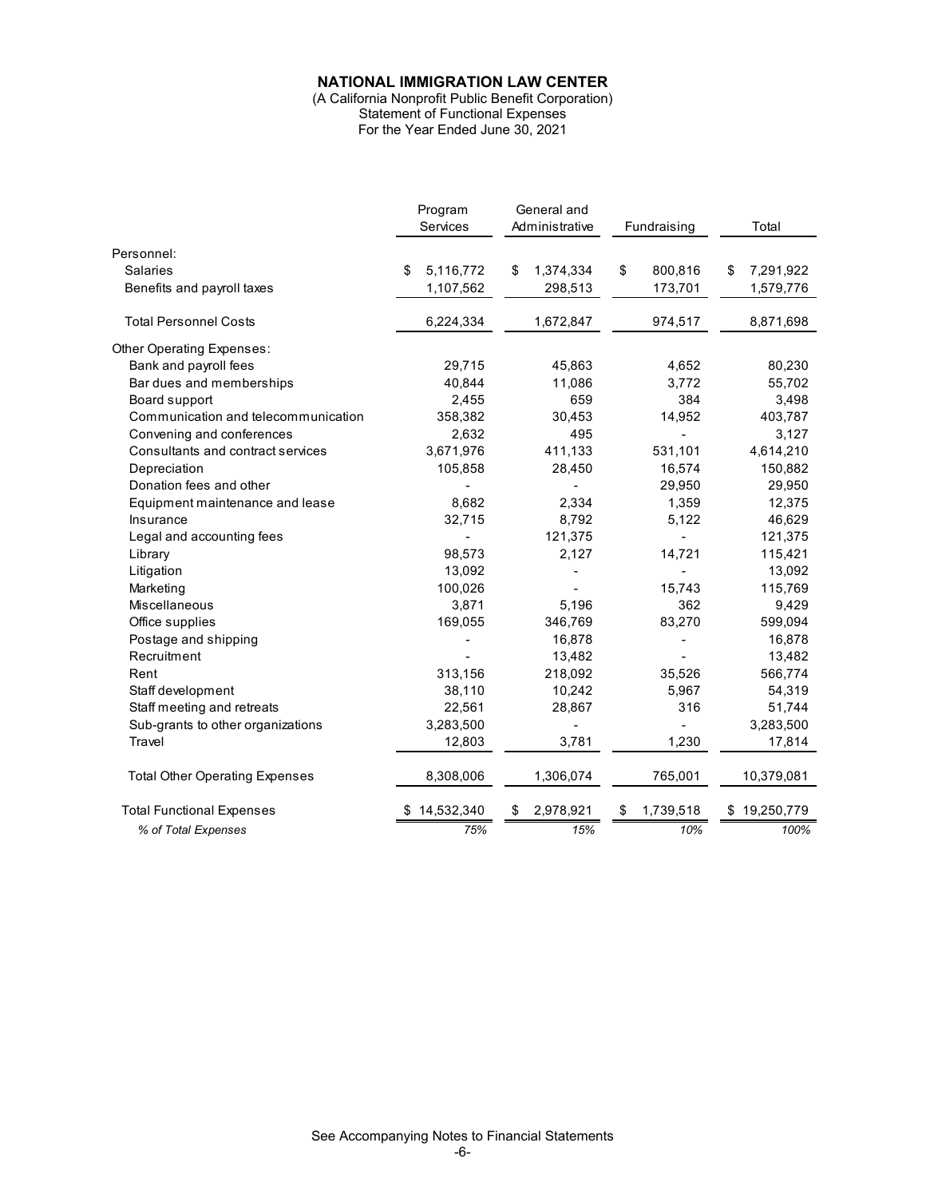# NATIONAL IMMIGRATION LAW CENTER

(A California Nonprofit Public Benefit Corporation)
Statement of Functional Expenses
For the Year Ended June 30, 2021

| | Program Services | General and Administrative | Fundraising | Total |
|---|---|---|---|---|
| Personnel: | | | | |
| Salaries | $ 5,116,772 | $ 1,374,334 | $ 800,816 | $ 7,291,922 |
| Benefits and payroll taxes | 1,107,562 | 298,513 | 173,701 | 1,579,776 |
| Total Personnel Costs | 6,224,334 | 1,672,847 | 974,517 | 8,871,698 |
| Other Operating Expenses: | | | | |
| Bank and payroll fees | 29,715 | 45,863 | 4,652 | 80,230 |
| Bar dues and memberships | 40,844 | 11,086 | 3,772 | 55,702 |
| Board support | 2,455 | 659 | 384 | 3,498 |
| Communication and telecommunication | 358,382 | 30,453 | 14,952 | 403,787 |
| Convening and conferences | 2,632 | 495 | - | 3,127 |
| Consultants and contract services | 3,671,976 | 411,133 | 531,101 | 4,614,210 |
| Depreciation | 105,858 | 28,450 | 16,574 | 150,882 |
| Donation fees and other | - | - | 29,950 | 29,950 |
| Equipment maintenance and lease | 8,682 | 2,334 | 1,359 | 12,375 |
| Insurance | 32,715 | 8,792 | 5,122 | 46,629 |
| Legal and accounting fees | - | 121,375 | - | 121,375 |
| Library | 98,573 | 2,127 | 14,721 | 115,421 |
| Litigation | 13,092 | - | - | 13,092 |
| Marketing | 100,026 | - | 15,743 | 115,769 |
| Miscellaneous | 3,871 | 5,196 | 362 | 9,429 |
| Office supplies | 169,055 | 346,769 | 83,270 | 599,094 |
| Postage and shipping | - | 16,878 | - | 16,878 |
| Recruitment | - | 13,482 | - | 13,482 |
| Rent | 313,156 | 218,092 | 35,526 | 566,774 |
| Staff development | 38,110 | 10,242 | 5,967 | 54,319 |
| Staff meeting and retreats | 22,561 | 28,867 | 316 | 51,744 |
| Sub-grants to other organizations | 3,283,500 | - | - | 3,283,500 |
| Travel | 12,803 | 3,781 | 1,230 | 17,814 |
| Total Other Operating Expenses | 8,308,006 | 1,306,074 | 765,001 | 10,379,081 |
| Total Functional Expenses | $ 14,532,340 | $ 2,978,921 | $ 1,739,518 | $ 19,250,779 |
| *% of Total Expenses* | *75%* | *15%* | *10%* | *100%* |

See Accompanying Notes to Financial Statements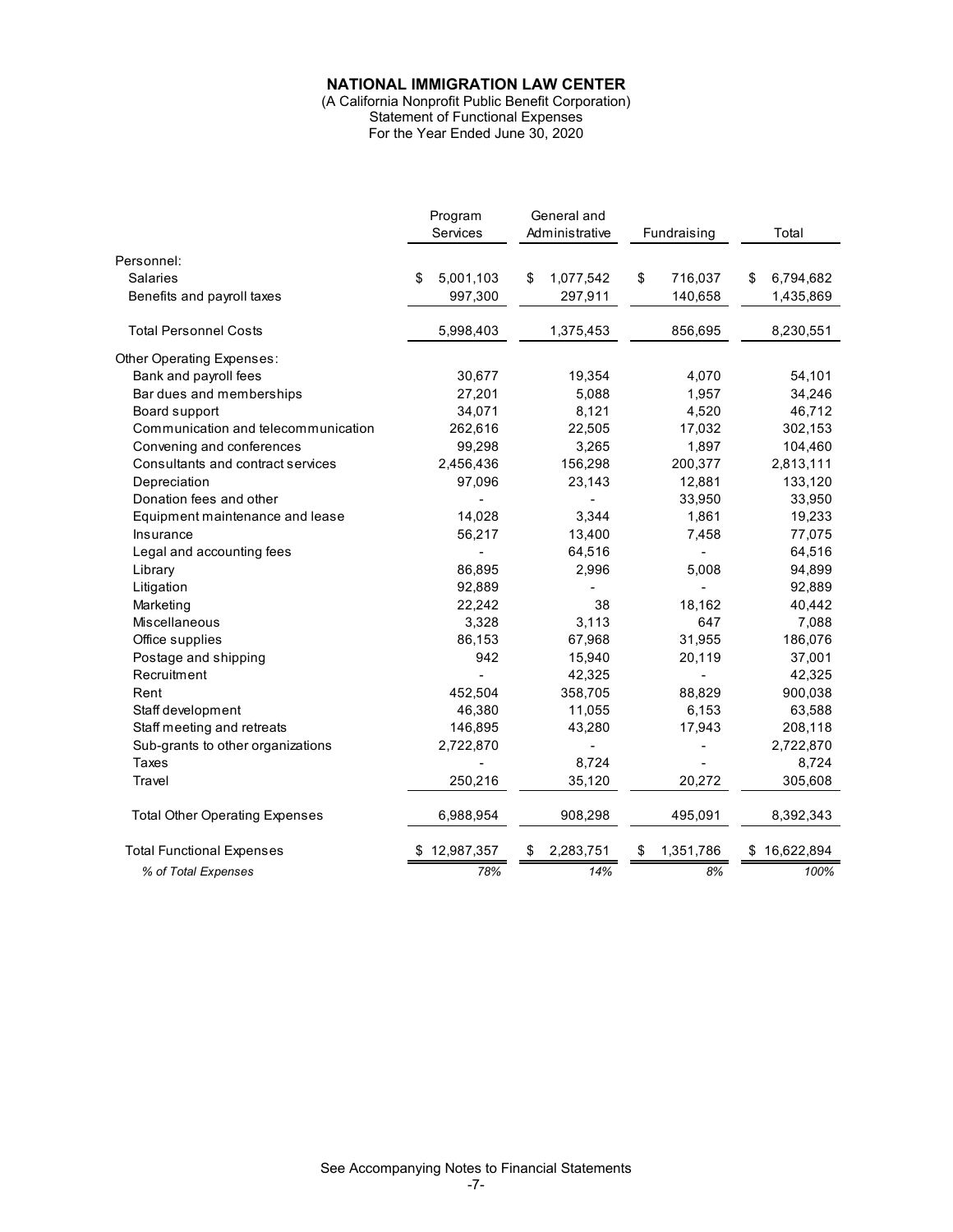**NATIONAL IMMIGRATION LAW CENTER**

(A California Nonprofit Public Benefit Corporation)
Statement of Functional Expenses
For the Year Ended June 30, 2020

| | Program Services | General and Administrative | Fundraising | Total |
|---|---|---|---|---|
| Personnel: | | | | |
| Salaries | $ 5,001,103 | $ 1,077,542 | $ 716,037 | $ 6,794,682 |
| Benefits and payroll taxes | 997,300 | 297,911 | 140,658 | 1,435,869 |
| Total Personnel Costs | 5,998,403 | 1,375,453 | 856,695 | 8,230,551 |
| Other Operating Expenses: | | | | |
| Bank and payroll fees | 30,677 | 19,354 | 4,070 | 54,101 |
| Bar dues and memberships | 27,201 | 5,088 | 1,957 | 34,246 |
| Board support | 34,071 | 8,121 | 4,520 | 46,712 |
| Communication and telecommunication | 262,616 | 22,505 | 17,032 | 302,153 |
| Convening and conferences | 99,298 | 3,265 | 1,897 | 104,460 |
| Consultants and contract services | 2,456,436 | 156,298 | 200,377 | 2,813,111 |
| Depreciation | 97,096 | 23,143 | 12,881 | 133,120 |
| Donation fees and other | - | - | 33,950 | 33,950 |
| Equipment maintenance and lease | 14,028 | 3,344 | 1,861 | 19,233 |
| Insurance | 56,217 | 13,400 | 7,458 | 77,075 |
| Legal and accounting fees | - | 64,516 | - | 64,516 |
| Library | 86,895 | 2,996 | 5,008 | 94,899 |
| Litigation | 92,889 | - | - | 92,889 |
| Marketing | 22,242 | 38 | 18,162 | 40,442 |
| Miscellaneous | 3,328 | 3,113 | 647 | 7,088 |
| Office supplies | 86,153 | 67,968 | 31,955 | 186,076 |
| Postage and shipping | 942 | 15,940 | 20,119 | 37,001 |
| Recruitment | - | 42,325 | - | 42,325 |
| Rent | 452,504 | 358,705 | 88,829 | 900,038 |
| Staff development | 46,380 | 11,055 | 6,153 | 63,588 |
| Staff meeting and retreats | 146,895 | 43,280 | 17,943 | 208,118 |
| Sub-grants to other organizations | 2,722,870 | - | - | 2,722,870 |
| Taxes | - | 8,724 | - | 8,724 |
| Travel | 250,216 | 35,120 | 20,272 | 305,608 |
| Total Other Operating Expenses | 6,988,954 | 908,298 | 495,091 | 8,392,343 |
| Total Functional Expenses | $ 12,987,357 | $ 2,283,751 | $ 1,351,786 | $ 16,622,894 |
| *% of Total Expenses* | *78%* | *14%* | *8%* | *100%* |

See Accompanying Notes to Financial Statements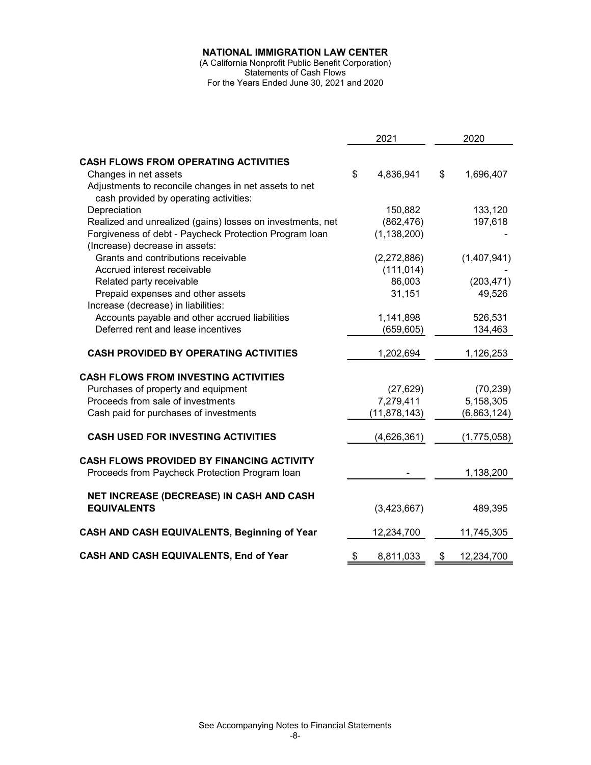# NATIONAL IMMIGRATION LAW CENTER

(A California Nonprofit Public Benefit Corporation)
Statements of Cash Flows
For the Years Ended June 30, 2021 and 2020

| | 2021 | 2020 |
|---|---|---|
| **CASH FLOWS FROM OPERATING ACTIVITIES** | | |
| Changes in net assets | $ 4,836,941 | $ 1,696,407 |
| Adjustments to reconcile changes in net assets to net cash provided by operating activities: | | |
| Depreciation | 150,882 | 133,120 |
| Realized and unrealized (gains) losses on investments, net | (862,476) | 197,618 |
| Forgiveness of debt - Paycheck Protection Program loan | (1,138,200) | - |
| (Increase) decrease in assets: | | |
| Grants and contributions receivable | (2,272,886) | (1,407,941) |
| Accrued interest receivable | (111,014) | - |
| Related party receivable | 86,003 | (203,471) |
| Prepaid expenses and other assets | 31,151 | 49,526 |
| Increase (decrease) in liabilities: | | |
| Accounts payable and other accrued liabilities | 1,141,898 | 526,531 |
| Deferred rent and lease incentives | (659,605) | 134,463 |
| **CASH PROVIDED BY OPERATING ACTIVITIES** | 1,202,694 | 1,126,253 |
| **CASH FLOWS FROM INVESTING ACTIVITIES** | | |
| Purchases of property and equipment | (27,629) | (70,239) |
| Proceeds from sale of investments | 7,279,411 | 5,158,305 |
| Cash paid for purchases of investments | (11,878,143) | (6,863,124) |
| **CASH USED FOR INVESTING ACTIVITIES** | (4,626,361) | (1,775,058) |
| **CASH FLOWS PROVIDED BY FINANCING ACTIVITY** | | |
| Proceeds from Paycheck Protection Program loan | - | 1,138,200 |
| **NET INCREASE (DECREASE) IN CASH AND CASH EQUIVALENTS** | (3,423,667) | 489,395 |
| **CASH AND CASH EQUIVALENTS, Beginning of Year** | 12,234,700 | 11,745,305 |
| **CASH AND CASH EQUIVALENTS, End of Year** | $ 8,811,033 | $ 12,234,700 |

See Accompanying Notes to Financial Statements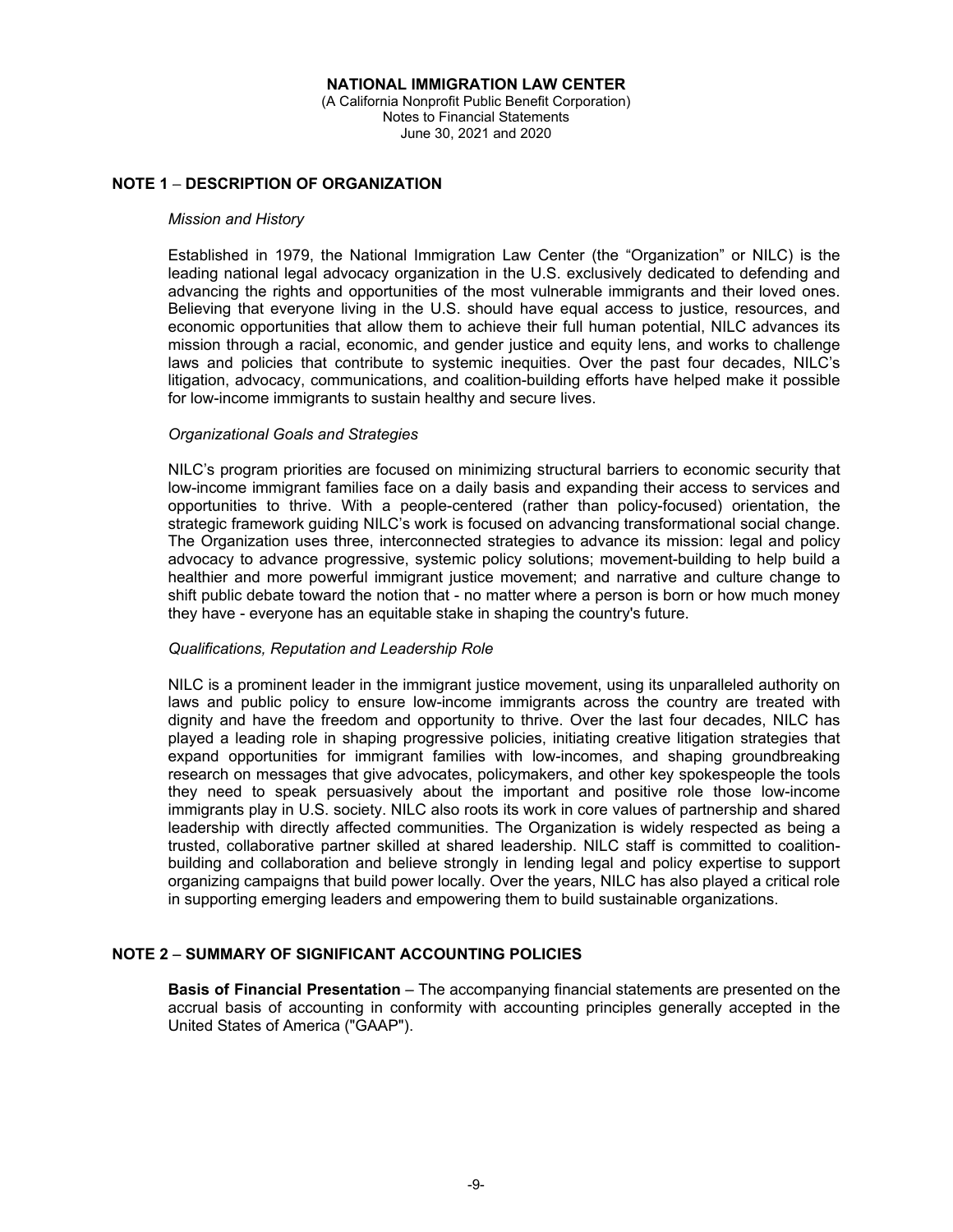**NATIONAL IMMIGRATION LAW CENTER**
(A California Nonprofit Public Benefit Corporation)
Notes to Financial Statements
June 30, 2021 and 2020

## NOTE 1 – DESCRIPTION OF ORGANIZATION

*Mission and History*

Established in 1979, the National Immigration Law Center (the "Organization" or NILC) is the leading national legal advocacy organization in the U.S. exclusively dedicated to defending and advancing the rights and opportunities of the most vulnerable immigrants and their loved ones. Believing that everyone living in the U.S. should have equal access to justice, resources, and economic opportunities that allow them to achieve their full human potential, NILC advances its mission through a racial, economic, and gender justice and equity lens, and works to challenge laws and policies that contribute to systemic inequities. Over the past four decades, NILC's litigation, advocacy, communications, and coalition-building efforts have helped make it possible for low-income immigrants to sustain healthy and secure lives.

*Organizational Goals and Strategies*

NILC's program priorities are focused on minimizing structural barriers to economic security that low-income immigrant families face on a daily basis and expanding their access to services and opportunities to thrive. With a people-centered (rather than policy-focused) orientation, the strategic framework guiding NILC's work is focused on advancing transformational social change. The Organization uses three, interconnected strategies to advance its mission: legal and policy advocacy to advance progressive, systemic policy solutions; movement-building to help build a healthier and more powerful immigrant justice movement; and narrative and culture change to shift public debate toward the notion that - no matter where a person is born or how much money they have - everyone has an equitable stake in shaping the country's future.

*Qualifications, Reputation and Leadership Role*

NILC is a prominent leader in the immigrant justice movement, using its unparalleled authority on laws and public policy to ensure low-income immigrants across the country are treated with dignity and have the freedom and opportunity to thrive. Over the last four decades, NILC has played a leading role in shaping progressive policies, initiating creative litigation strategies that expand opportunities for immigrant families with low-incomes, and shaping groundbreaking research on messages that give advocates, policymakers, and other key spokespeople the tools they need to speak persuasively about the important and positive role those low-income immigrants play in U.S. society. NILC also roots its work in core values of partnership and shared leadership with directly affected communities. The Organization is widely respected as being a trusted, collaborative partner skilled at shared leadership. NILC staff is committed to coalition-building and collaboration and believe strongly in lending legal and policy expertise to support organizing campaigns that build power locally. Over the years, NILC has also played a critical role in supporting emerging leaders and empowering them to build sustainable organizations.

## NOTE 2 – SUMMARY OF SIGNIFICANT ACCOUNTING POLICIES

**Basis of Financial Presentation** – The accompanying financial statements are presented on the accrual basis of accounting in conformity with accounting principles generally accepted in the United States of America ("GAAP").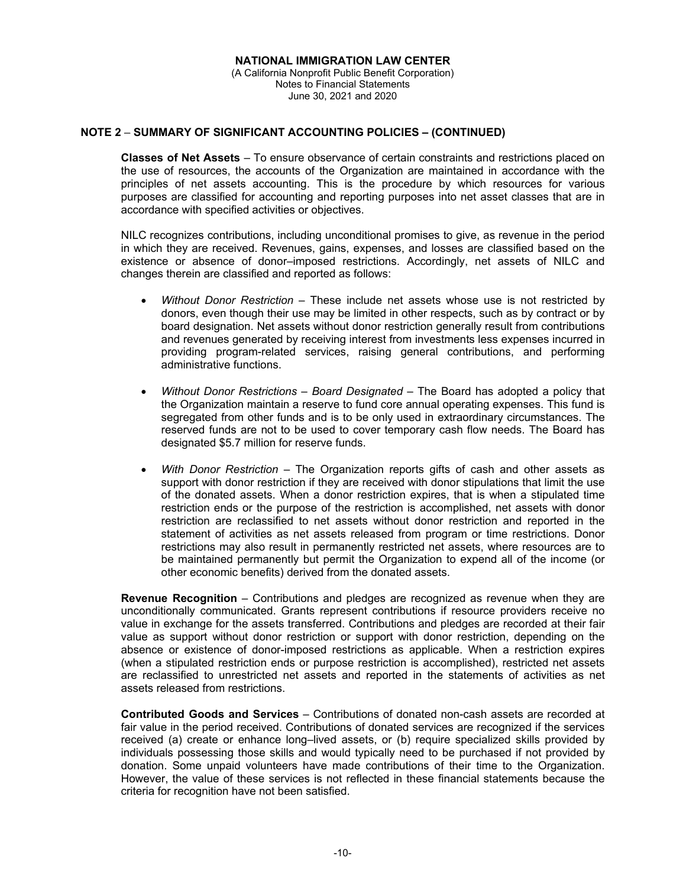## NOTE 2 – SUMMARY OF SIGNIFICANT ACCOUNTING POLICIES – (CONTINUED)

**Classes of Net Assets** – To ensure observance of certain constraints and restrictions placed on the use of resources, the accounts of the Organization are maintained in accordance with the principles of net assets accounting. This is the procedure by which resources for various purposes are classified for accounting and reporting purposes into net asset classes that are in accordance with specified activities or objectives.

NILC recognizes contributions, including unconditional promises to give, as revenue in the period in which they are received. Revenues, gains, expenses, and losses are classified based on the existence or absence of donor–imposed restrictions. Accordingly, net assets of NILC and changes therein are classified and reported as follows:

- *Without Donor Restriction* – These include net assets whose use is not restricted by donors, even though their use may be limited in other respects, such as by contract or by board designation. Net assets without donor restriction generally result from contributions and revenues generated by receiving interest from investments less expenses incurred in providing program-related services, raising general contributions, and performing administrative functions.

- *Without Donor Restrictions – Board Designated* – The Board has adopted a policy that the Organization maintain a reserve to fund core annual operating expenses. This fund is segregated from other funds and is to be only used in extraordinary circumstances. The reserved funds are not to be used to cover temporary cash flow needs. The Board has designated $5.7 million for reserve funds.

- *With Donor Restriction* – The Organization reports gifts of cash and other assets as support with donor restriction if they are received with donor stipulations that limit the use of the donated assets. When a donor restriction expires, that is when a stipulated time restriction ends or the purpose of the restriction is accomplished, net assets with donor restriction are reclassified to net assets without donor restriction and reported in the statement of activities as net assets released from program or time restrictions. Donor restrictions may also result in permanently restricted net assets, where resources are to be maintained permanently but permit the Organization to expend all of the income (or other economic benefits) derived from the donated assets.

**Revenue Recognition** – Contributions and pledges are recognized as revenue when they are unconditionally communicated. Grants represent contributions if resource providers receive no value in exchange for the assets transferred. Contributions and pledges are recorded at their fair value as support without donor restriction or support with donor restriction, depending on the absence or existence of donor-imposed restrictions as applicable. When a restriction expires (when a stipulated restriction ends or purpose restriction is accomplished), restricted net assets are reclassified to unrestricted net assets and reported in the statements of activities as net assets released from restrictions.

**Contributed Goods and Services** – Contributions of donated non-cash assets are recorded at fair value in the period received. Contributions of donated services are recognized if the services received (a) create or enhance long–lived assets, or (b) require specialized skills provided by individuals possessing those skills and would typically need to be purchased if not provided by donation. Some unpaid volunteers have made contributions of their time to the Organization. However, the value of these services is not reflected in these financial statements because the criteria for recognition have not been satisfied.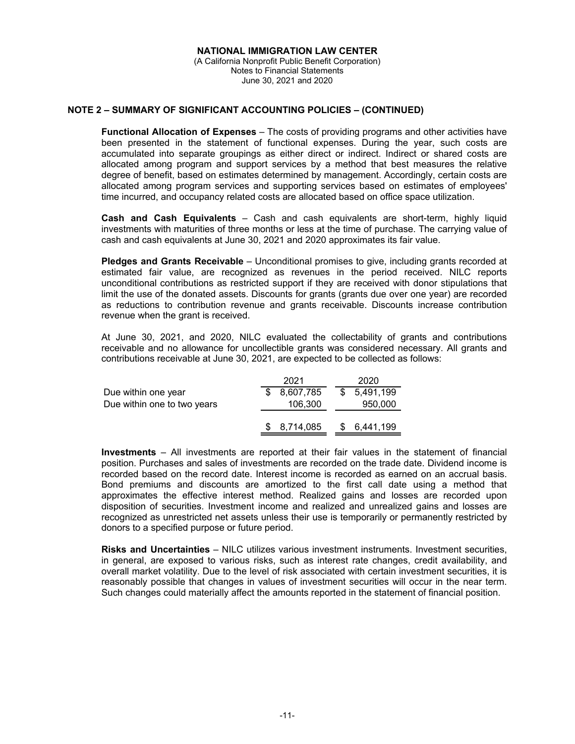**NATIONAL IMMIGRATION LAW CENTER**
(A California Nonprofit Public Benefit Corporation)
Notes to Financial Statements
June 30, 2021 and 2020

## NOTE 2 – SUMMARY OF SIGNIFICANT ACCOUNTING POLICIES – (CONTINUED)

**Functional Allocation of Expenses** – The costs of providing programs and other activities have been presented in the statement of functional expenses. During the year, such costs are accumulated into separate groupings as either direct or indirect. Indirect or shared costs are allocated among program and support services by a method that best measures the relative degree of benefit, based on estimates determined by management. Accordingly, certain costs are allocated among program services and supporting services based on estimates of employees' time incurred, and occupancy related costs are allocated based on office space utilization.

**Cash and Cash Equivalents** – Cash and cash equivalents are short-term, highly liquid investments with maturities of three months or less at the time of purchase. The carrying value of cash and cash equivalents at June 30, 2021 and 2020 approximates its fair value.

**Pledges and Grants Receivable** – Unconditional promises to give, including grants recorded at estimated fair value, are recognized as revenues in the period received. NILC reports unconditional contributions as restricted support if they are received with donor stipulations that limit the use of the donated assets. Discounts for grants (grants due over one year) are recorded as reductions to contribution revenue and grants receivable. Discounts increase contribution revenue when the grant is received.

At June 30, 2021, and 2020, NILC evaluated the collectability of grants and contributions receivable and no allowance for uncollectible grants was considered necessary. All grants and contributions receivable at June 30, 2021, are expected to be collected as follows:

| | 2021 | 2020 |
|---|---|---|
| Due within one year | $ 8,607,785 | $ 5,491,199 |
| Due within one to two years | 106,300 | 950,000 |
| | $ 8,714,085 | $ 6,441,199 |

**Investments** – All investments are reported at their fair values in the statement of financial position. Purchases and sales of investments are recorded on the trade date. Dividend income is recorded based on the record date. Interest income is recorded as earned on an accrual basis. Bond premiums and discounts are amortized to the first call date using a method that approximates the effective interest method. Realized gains and losses are recorded upon disposition of securities. Investment income and realized and unrealized gains and losses are recognized as unrestricted net assets unless their use is temporarily or permanently restricted by donors to a specified purpose or future period.

**Risks and Uncertainties** – NILC utilizes various investment instruments. Investment securities, in general, are exposed to various risks, such as interest rate changes, credit availability, and overall market volatility. Due to the level of risk associated with certain investment securities, it is reasonably possible that changes in values of investment securities will occur in the near term. Such changes could materially affect the amounts reported in the statement of financial position.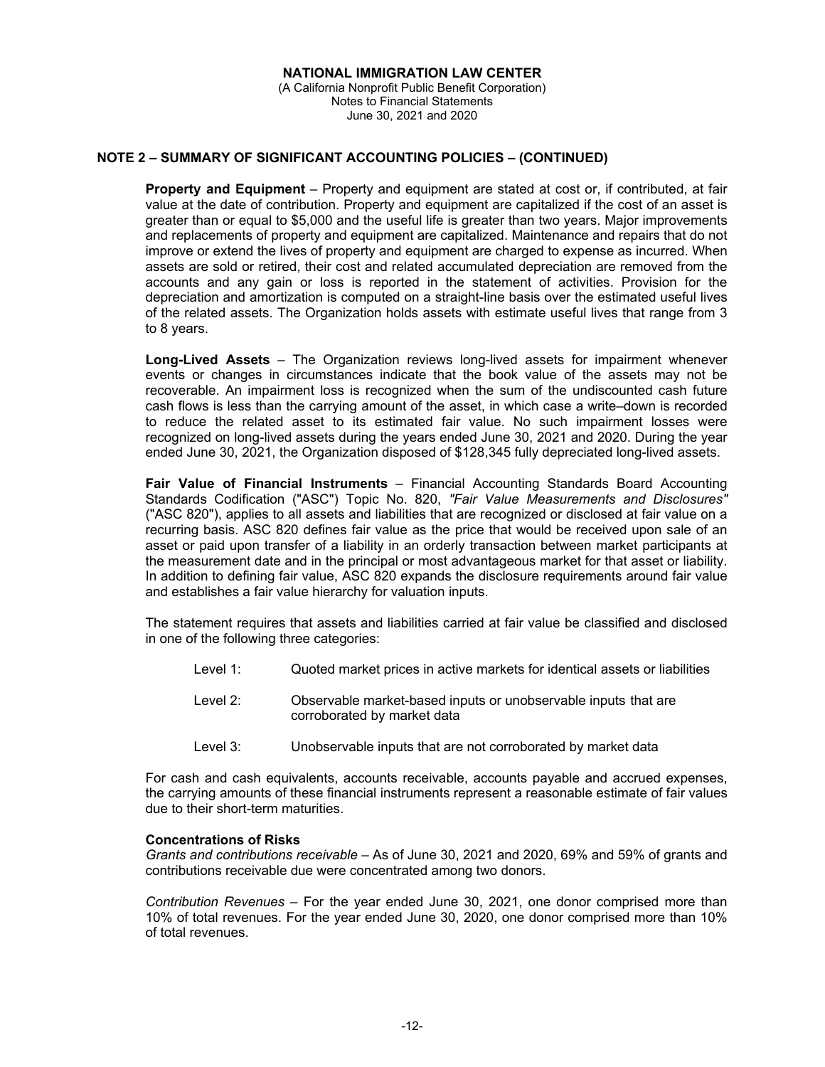**NATIONAL IMMIGRATION LAW CENTER**
(A California Nonprofit Public Benefit Corporation)
Notes to Financial Statements
June 30, 2021 and 2020

## NOTE 2 – SUMMARY OF SIGNIFICANT ACCOUNTING POLICIES – (CONTINUED)

**Property and Equipment** – Property and equipment are stated at cost or, if contributed, at fair value at the date of contribution. Property and equipment are capitalized if the cost of an asset is greater than or equal to $5,000 and the useful life is greater than two years. Major improvements and replacements of property and equipment are capitalized. Maintenance and repairs that do not improve or extend the lives of property and equipment are charged to expense as incurred. When assets are sold or retired, their cost and related accumulated depreciation are removed from the accounts and any gain or loss is reported in the statement of activities. Provision for the depreciation and amortization is computed on a straight-line basis over the estimated useful lives of the related assets. The Organization holds assets with estimate useful lives that range from 3 to 8 years.

**Long-Lived Assets** – The Organization reviews long-lived assets for impairment whenever events or changes in circumstances indicate that the book value of the assets may not be recoverable. An impairment loss is recognized when the sum of the undiscounted cash future cash flows is less than the carrying amount of the asset, in which case a write–down is recorded to reduce the related asset to its estimated fair value. No such impairment losses were recognized on long-lived assets during the years ended June 30, 2021 and 2020. During the year ended June 30, 2021, the Organization disposed of $128,345 fully depreciated long-lived assets.

**Fair Value of Financial Instruments** – Financial Accounting Standards Board Accounting Standards Codification ("ASC") Topic No. 820, *"Fair Value Measurements and Disclosures"* ("ASC 820"), applies to all assets and liabilities that are recognized or disclosed at fair value on a recurring basis. ASC 820 defines fair value as the price that would be received upon sale of an asset or paid upon transfer of a liability in an orderly transaction between market participants at the measurement date and in the principal or most advantageous market for that asset or liability. In addition to defining fair value, ASC 820 expands the disclosure requirements around fair value and establishes a fair value hierarchy for valuation inputs.

The statement requires that assets and liabilities carried at fair value be classified and disclosed in one of the following three categories:

- Level 1: Quoted market prices in active markets for identical assets or liabilities
- Level 2: Observable market-based inputs or unobservable inputs that are corroborated by market data
- Level 3: Unobservable inputs that are not corroborated by market data

For cash and cash equivalents, accounts receivable, accounts payable and accrued expenses, the carrying amounts of these financial instruments represent a reasonable estimate of fair values due to their short-term maturities.

**Concentrations of Risks**

*Grants and contributions receivable* – As of June 30, 2021 and 2020, 69% and 59% of grants and contributions receivable due were concentrated among two donors.

*Contribution Revenues* – For the year ended June 30, 2021, one donor comprised more than 10% of total revenues. For the year ended June 30, 2020, one donor comprised more than 10% of total revenues.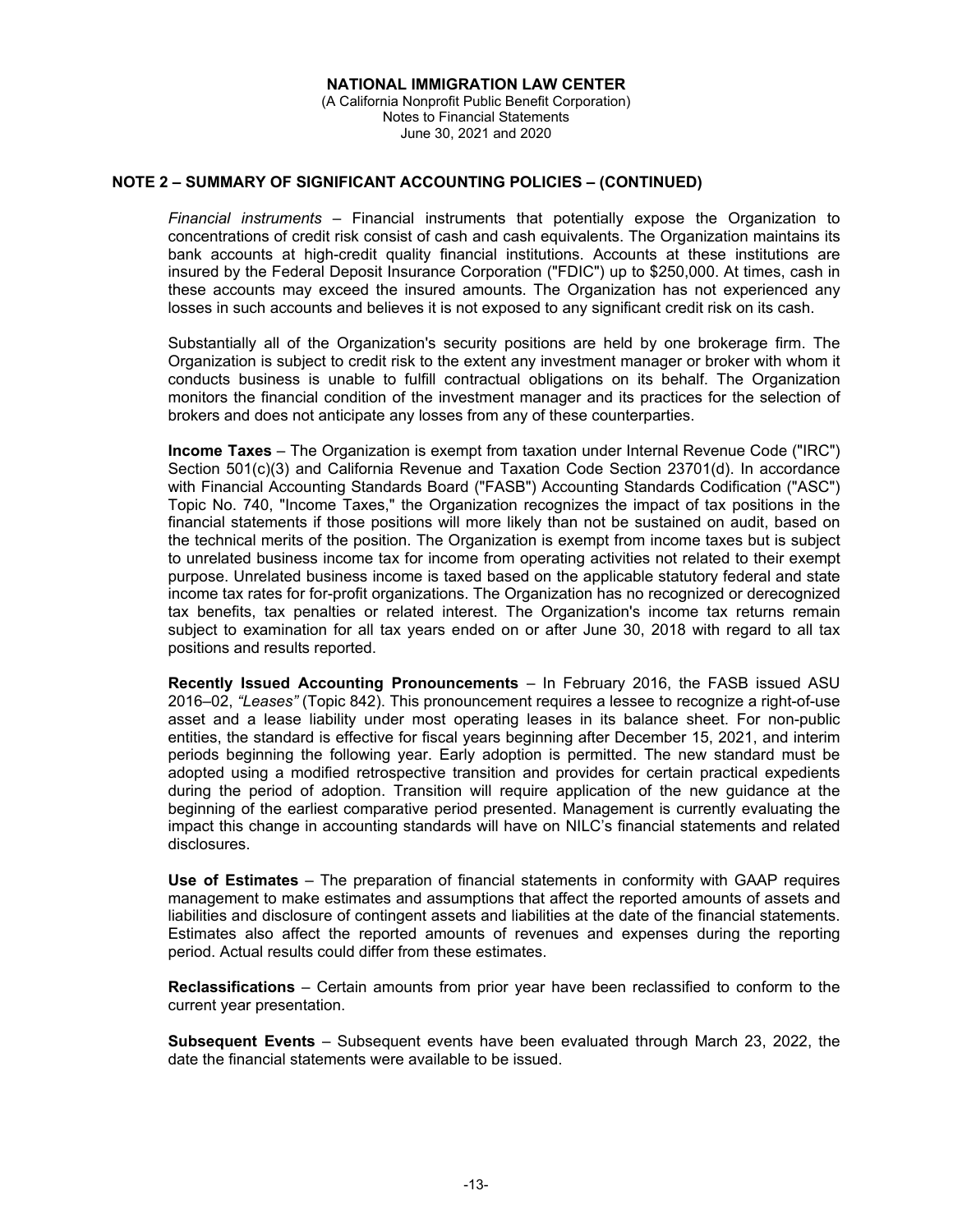**NATIONAL IMMIGRATION LAW CENTER**
(A California Nonprofit Public Benefit Corporation)
Notes to Financial Statements
June 30, 2021 and 2020

## NOTE 2 – SUMMARY OF SIGNIFICANT ACCOUNTING POLICIES – (CONTINUED)

*Financial instruments* – Financial instruments that potentially expose the Organization to concentrations of credit risk consist of cash and cash equivalents. The Organization maintains its bank accounts at high-credit quality financial institutions. Accounts at these institutions are insured by the Federal Deposit Insurance Corporation ("FDIC") up to $250,000. At times, cash in these accounts may exceed the insured amounts. The Organization has not experienced any losses in such accounts and believes it is not exposed to any significant credit risk on its cash.

Substantially all of the Organization's security positions are held by one brokerage firm. The Organization is subject to credit risk to the extent any investment manager or broker with whom it conducts business is unable to fulfill contractual obligations on its behalf. The Organization monitors the financial condition of the investment manager and its practices for the selection of brokers and does not anticipate any losses from any of these counterparties.

**Income Taxes** – The Organization is exempt from taxation under Internal Revenue Code ("IRC") Section 501(c)(3) and California Revenue and Taxation Code Section 23701(d). In accordance with Financial Accounting Standards Board ("FASB") Accounting Standards Codification ("ASC") Topic No. 740, "Income Taxes," the Organization recognizes the impact of tax positions in the financial statements if those positions will more likely than not be sustained on audit, based on the technical merits of the position. The Organization is exempt from income taxes but is subject to unrelated business income tax for income from operating activities not related to their exempt purpose. Unrelated business income is taxed based on the applicable statutory federal and state income tax rates for for-profit organizations. The Organization has no recognized or derecognized tax benefits, tax penalties or related interest. The Organization's income tax returns remain subject to examination for all tax years ended on or after June 30, 2018 with regard to all tax positions and results reported.

**Recently Issued Accounting Pronouncements** – In February 2016, the FASB issued ASU 2016–02, *"Leases"* (Topic 842). This pronouncement requires a lessee to recognize a right-of-use asset and a lease liability under most operating leases in its balance sheet. For non-public entities, the standard is effective for fiscal years beginning after December 15, 2021, and interim periods beginning the following year. Early adoption is permitted. The new standard must be adopted using a modified retrospective transition and provides for certain practical expedients during the period of adoption. Transition will require application of the new guidance at the beginning of the earliest comparative period presented. Management is currently evaluating the impact this change in accounting standards will have on NILC's financial statements and related disclosures.

**Use of Estimates** – The preparation of financial statements in conformity with GAAP requires management to make estimates and assumptions that affect the reported amounts of assets and liabilities and disclosure of contingent assets and liabilities at the date of the financial statements. Estimates also affect the reported amounts of revenues and expenses during the reporting period. Actual results could differ from these estimates.

**Reclassifications** – Certain amounts from prior year have been reclassified to conform to the current year presentation.

**Subsequent Events** – Subsequent events have been evaluated through March 23, 2022, the date the financial statements were available to be issued.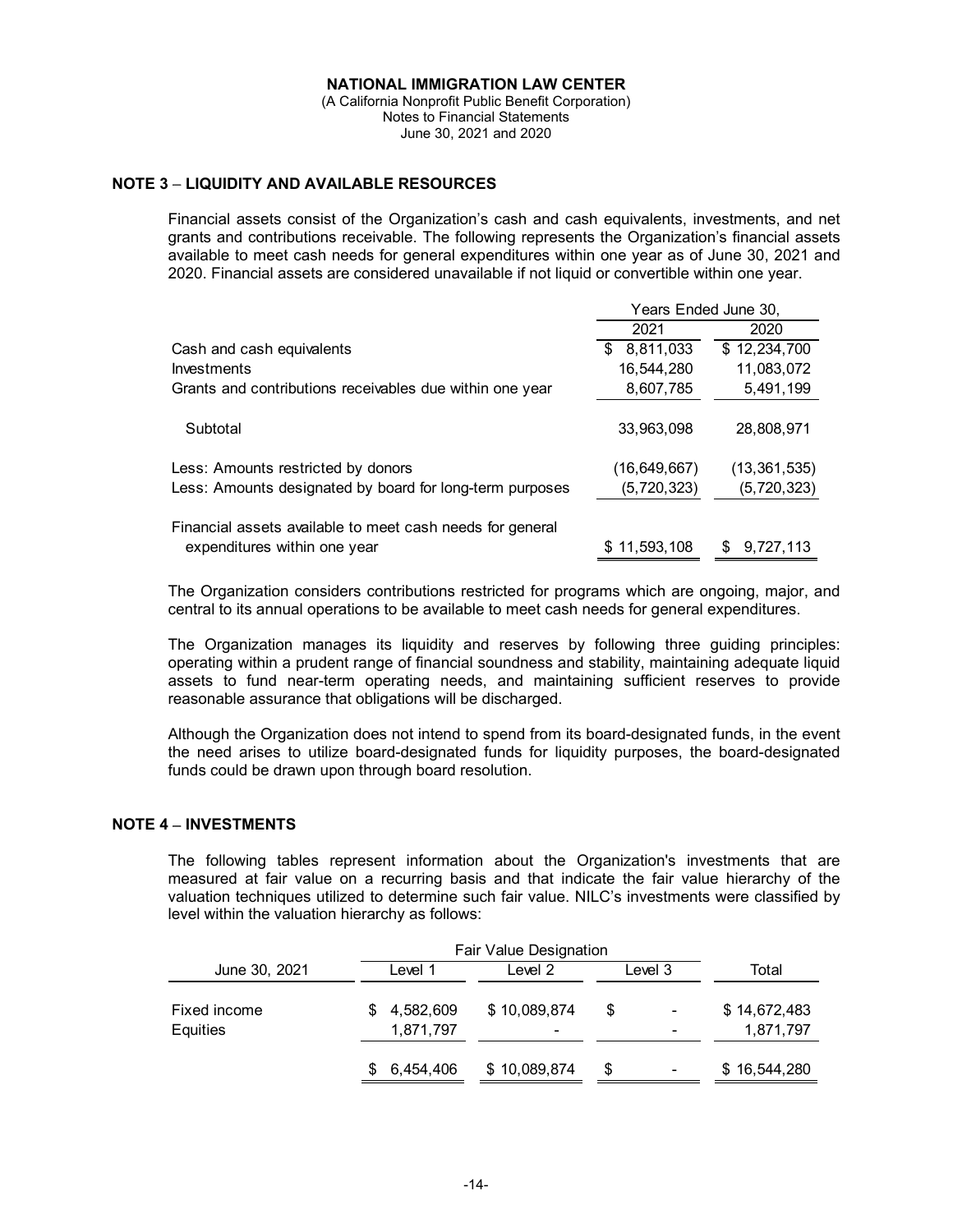**NATIONAL IMMIGRATION LAW CENTER**
(A California Nonprofit Public Benefit Corporation)
Notes to Financial Statements
June 30, 2021 and 2020

## NOTE 3 – LIQUIDITY AND AVAILABLE RESOURCES

Financial assets consist of the Organization's cash and cash equivalents, investments, and net grants and contributions receivable. The following represents the Organization's financial assets available to meet cash needs for general expenditures within one year as of June 30, 2021 and 2020. Financial assets are considered unavailable if not liquid or convertible within one year.

| | Years Ended June 30, | |
|---|---|---|
| | 2021 | 2020 |
| Cash and cash equivalents | $ 8,811,033 | $ 12,234,700 |
| Investments | 16,544,280 | 11,083,072 |
| Grants and contributions receivables due within one year | 8,607,785 | 5,491,199 |
| Subtotal | 33,963,098 | 28,808,971 |
| Less: Amounts restricted by donors | (16,649,667) | (13,361,535) |
| Less: Amounts designated by board for long-term purposes | (5,720,323) | (5,720,323) |
| Financial assets available to meet cash needs for general expenditures within one year | $ 11,593,108 | $ 9,727,113 |

The Organization considers contributions restricted for programs which are ongoing, major, and central to its annual operations to be available to meet cash needs for general expenditures.

The Organization manages its liquidity and reserves by following three guiding principles: operating within a prudent range of financial soundness and stability, maintaining adequate liquid assets to fund near-term operating needs, and maintaining sufficient reserves to provide reasonable assurance that obligations will be discharged.

Although the Organization does not intend to spend from its board-designated funds, in the event the need arises to utilize board-designated funds for liquidity purposes, the board-designated funds could be drawn upon through board resolution.

## NOTE 4 – INVESTMENTS

The following tables represent information about the Organization's investments that are measured at fair value on a recurring basis and that indicate the fair value hierarchy of the valuation techniques utilized to determine such fair value. NILC's investments were classified by level within the valuation hierarchy as follows:

| | Fair Value Designation | | | |
|---|---|---|---|---|
| June 30, 2021 | Level 1 | Level 2 | Level 3 | Total |
| Fixed income | $ 4,582,609 | $ 10,089,874 | $ - | $ 14,672,483 |
| Equities | 1,871,797 | - | - | 1,871,797 |
| | $ 6,454,406 | $ 10,089,874 | $ - | $ 16,544,280 |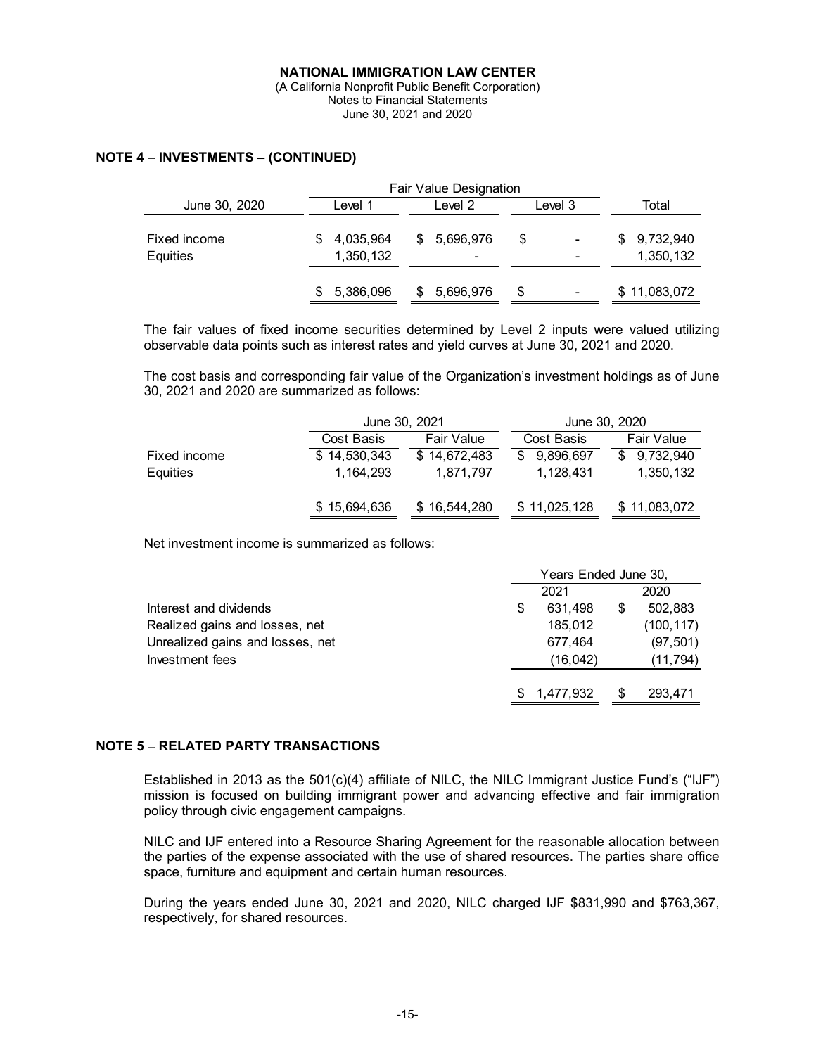**NATIONAL IMMIGRATION LAW CENTER**
(A California Nonprofit Public Benefit Corporation)
Notes to Financial Statements
June 30, 2021 and 2020

## NOTE 4 – INVESTMENTS – (CONTINUED)

| June 30, 2020 | Fair Value Designation | | | |
|---|---|---|---|---|
| | Level 1 | Level 2 | Level 3 | Total |
| Fixed income | $ 4,035,964 | $ 5,696,976 | $ - | $ 9,732,940 |
| Equities | 1,350,132 | - | - | 1,350,132 |
| | $ 5,386,096 | $ 5,696,976 | $ - | $ 11,083,072 |

The fair values of fixed income securities determined by Level 2 inputs were valued utilizing observable data points such as interest rates and yield curves at June 30, 2021 and 2020.

The cost basis and corresponding fair value of the Organization's investment holdings as of June 30, 2021 and 2020 are summarized as follows:

| | June 30, 2021 | | June 30, 2020 | |
|---|---|---|---|---|
| | Cost Basis | Fair Value | Cost Basis | Fair Value |
| Fixed income | $ 14,530,343 | $ 14,672,483 | $ 9,896,697 | $ 9,732,940 |
| Equities | 1,164,293 | 1,871,797 | 1,128,431 | 1,350,132 |
| | $ 15,694,636 | $ 16,544,280 | $ 11,025,128 | $ 11,083,072 |

Net investment income is summarized as follows:

| | Years Ended June 30, | |
|---|---|---|
| | 2021 | 2020 |
| Interest and dividends | $ 631,498 | $ 502,883 |
| Realized gains and losses, net | 185,012 | (100,117) |
| Unrealized gains and losses, net | 677,464 | (97,501) |
| Investment fees | (16,042) | (11,794) |
| | $ 1,477,932 | $ 293,471 |

## NOTE 5 – RELATED PARTY TRANSACTIONS

Established in 2013 as the 501(c)(4) affiliate of NILC, the NILC Immigrant Justice Fund's ("IJF") mission is focused on building immigrant power and advancing effective and fair immigration policy through civic engagement campaigns.

NILC and IJF entered into a Resource Sharing Agreement for the reasonable allocation between the parties of the expense associated with the use of shared resources. The parties share office space, furniture and equipment and certain human resources.

During the years ended June 30, 2021 and 2020, NILC charged IJF $831,990 and $763,367, respectively, for shared resources.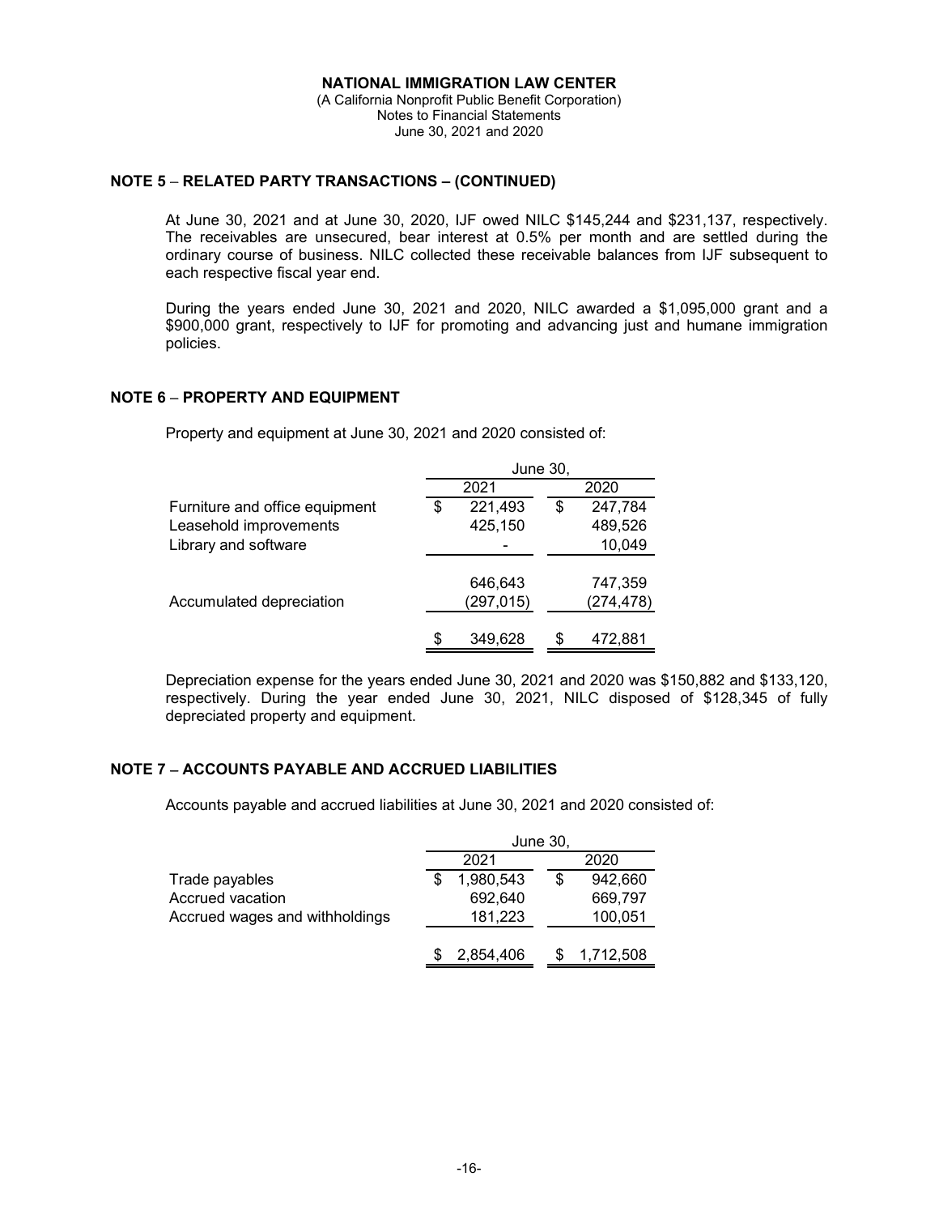**NATIONAL IMMIGRATION LAW CENTER**
(A California Nonprofit Public Benefit Corporation)
Notes to Financial Statements
June 30, 2021 and 2020

## NOTE 5 – RELATED PARTY TRANSACTIONS – (CONTINUED)

At June 30, 2021 and at June 30, 2020, IJF owed NILC $145,244 and $231,137, respectively. The receivables are unsecured, bear interest at 0.5% per month and are settled during the ordinary course of business. NILC collected these receivable balances from IJF subsequent to each respective fiscal year end.

During the years ended June 30, 2021 and 2020, NILC awarded a $1,095,000 grant and a $900,000 grant, respectively to IJF for promoting and advancing just and humane immigration policies.

## NOTE 6 – PROPERTY AND EQUIPMENT

Property and equipment at June 30, 2021 and 2020 consisted of:

| | June 30, | |
|---|---|---|
| | 2021 | 2020 |
| Furniture and office equipment | $ 221,493 | $ 247,784 |
| Leasehold improvements | 425,150 | 489,526 |
| Library and software | - | 10,049 |
| | 646,643 | 747,359 |
| Accumulated depreciation | (297,015) | (274,478) |
| | $ 349,628 | $ 472,881 |

Depreciation expense for the years ended June 30, 2021 and 2020 was $150,882 and $133,120, respectively. During the year ended June 30, 2021, NILC disposed of $128,345 of fully depreciated property and equipment.

## NOTE 7 – ACCOUNTS PAYABLE AND ACCRUED LIABILITIES

Accounts payable and accrued liabilities at June 30, 2021 and 2020 consisted of:

| | June 30, | |
|---|---|---|
| | 2021 | 2020 |
| Trade payables | $ 1,980,543 | $ 942,660 |
| Accrued vacation | 692,640 | 669,797 |
| Accrued wages and withholdings | 181,223 | 100,051 |
| | $ 2,854,406 | $ 1,712,508 |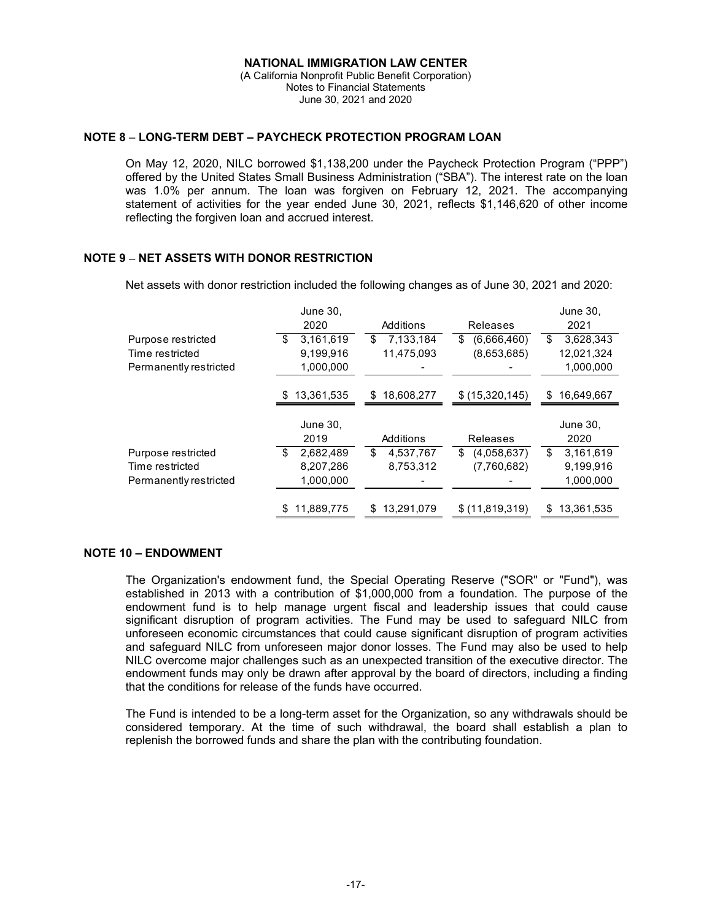## NOTE 8 – LONG-TERM DEBT – PAYCHECK PROTECTION PROGRAM LOAN

On May 12, 2020, NILC borrowed $1,138,200 under the Paycheck Protection Program ("PPP") offered by the United States Small Business Administration ("SBA"). The interest rate on the loan was 1.0% per annum. The loan was forgiven on February 12, 2021. The accompanying statement of activities for the year ended June 30, 2021, reflects $1,146,620 of other income reflecting the forgiven loan and accrued interest.

## NOTE 9 – NET ASSETS WITH DONOR RESTRICTION

Net assets with donor restriction included the following changes as of June 30, 2021 and 2020:

| | June 30, 2020 | Additions | Releases | June 30, 2021 |
|---|---|---|---|---|
| Purpose restricted | $ 3,161,619 | $ 7,133,184 | $ (6,666,460) | $ 3,628,343 |
| Time restricted | 9,199,916 | 11,475,093 | (8,653,685) | 12,021,324 |
| Permanently restricted | 1,000,000 | - | - | 1,000,000 |
| | $ 13,361,535 | $ 18,608,277 | $ (15,320,145) | $ 16,649,667 |

| | June 30, 2019 | Additions | Releases | June 30, 2020 |
|---|---|---|---|---|
| Purpose restricted | $ 2,682,489 | $ 4,537,767 | $ (4,058,637) | $ 3,161,619 |
| Time restricted | 8,207,286 | 8,753,312 | (7,760,682) | 9,199,916 |
| Permanently restricted | 1,000,000 | - | - | 1,000,000 |
| | $ 11,889,775 | $ 13,291,079 | $ (11,819,319) | $ 13,361,535 |

## NOTE 10 – ENDOWMENT

The Organization's endowment fund, the Special Operating Reserve ("SOR" or "Fund"), was established in 2013 with a contribution of $1,000,000 from a foundation. The purpose of the endowment fund is to help manage urgent fiscal and leadership issues that could cause significant disruption of program activities. The Fund may be used to safeguard NILC from unforeseen economic circumstances that could cause significant disruption of program activities and safeguard NILC from unforeseen major donor losses. The Fund may also be used to help NILC overcome major challenges such as an unexpected transition of the executive director. The endowment funds may only be drawn after approval by the board of directors, including a finding that the conditions for release of the funds have occurred.

The Fund is intended to be a long-term asset for the Organization, so any withdrawals should be considered temporary. At the time of such withdrawal, the board shall establish a plan to replenish the borrowed funds and share the plan with the contributing foundation.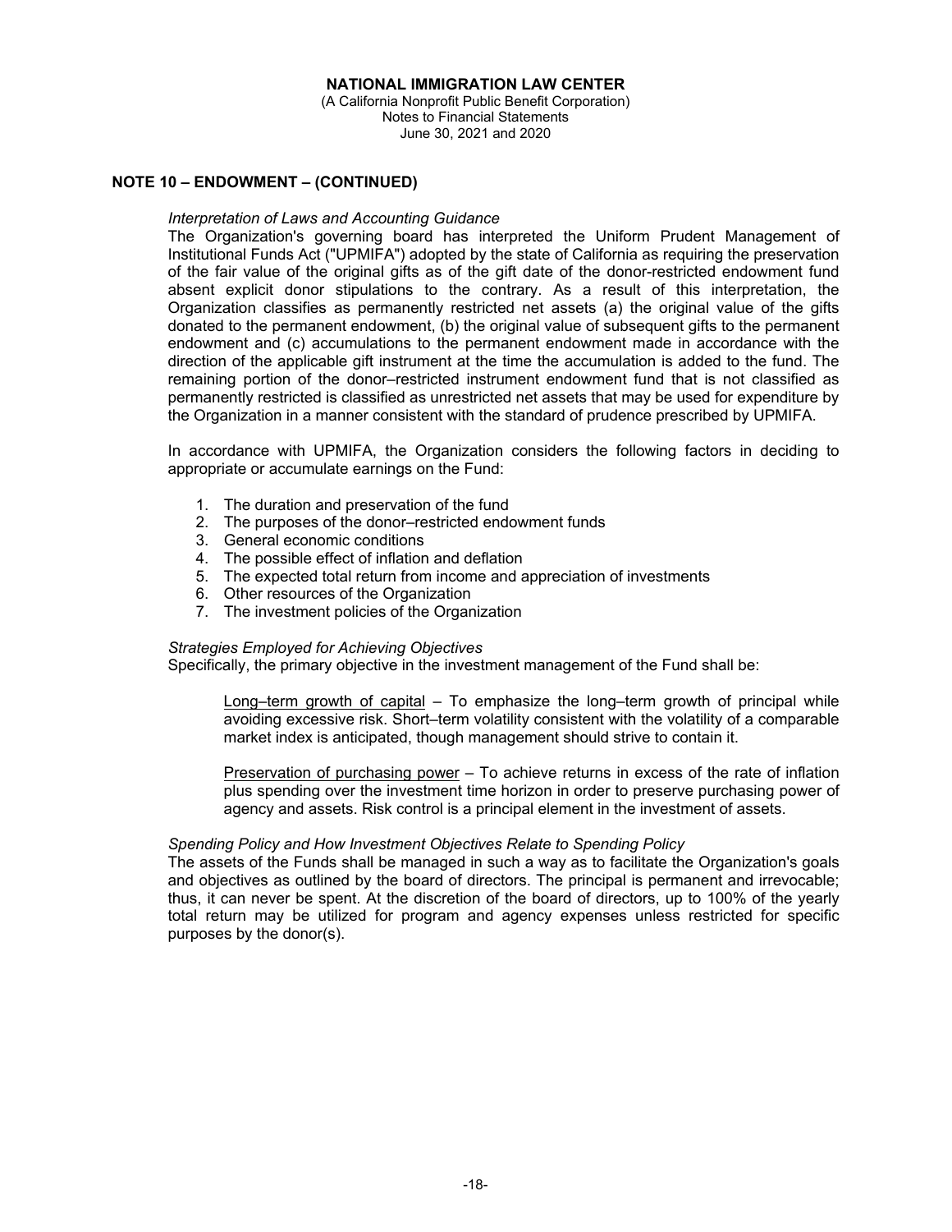**NATIONAL IMMIGRATION LAW CENTER**
(A California Nonprofit Public Benefit Corporation)
Notes to Financial Statements
June 30, 2021 and 2020

## NOTE 10 – ENDOWMENT – (CONTINUED)

*Interpretation of Laws and Accounting Guidance*

The Organization's governing board has interpreted the Uniform Prudent Management of Institutional Funds Act ("UPMIFA") adopted by the state of California as requiring the preservation of the fair value of the original gifts as of the gift date of the donor-restricted endowment fund absent explicit donor stipulations to the contrary. As a result of this interpretation, the Organization classifies as permanently restricted net assets (a) the original value of the gifts donated to the permanent endowment, (b) the original value of subsequent gifts to the permanent endowment and (c) accumulations to the permanent endowment made in accordance with the direction of the applicable gift instrument at the time the accumulation is added to the fund. The remaining portion of the donor–restricted instrument endowment fund that is not classified as permanently restricted is classified as unrestricted net assets that may be used for expenditure by the Organization in a manner consistent with the standard of prudence prescribed by UPMIFA.

In accordance with UPMIFA, the Organization considers the following factors in deciding to appropriate or accumulate earnings on the Fund:

1. The duration and preservation of the fund
2. The purposes of the donor–restricted endowment funds
3. General economic conditions
4. The possible effect of inflation and deflation
5. The expected total return from income and appreciation of investments
6. Other resources of the Organization
7. The investment policies of the Organization

*Strategies Employed for Achieving Objectives*

Specifically, the primary objective in the investment management of the Fund shall be:

Long–term growth of capital – To emphasize the long–term growth of principal while avoiding excessive risk. Short–term volatility consistent with the volatility of a comparable market index is anticipated, though management should strive to contain it.

Preservation of purchasing power – To achieve returns in excess of the rate of inflation plus spending over the investment time horizon in order to preserve purchasing power of agency and assets. Risk control is a principal element in the investment of assets.

*Spending Policy and How Investment Objectives Relate to Spending Policy*

The assets of the Funds shall be managed in such a way as to facilitate the Organization's goals and objectives as outlined by the board of directors. The principal is permanent and irrevocable; thus, it can never be spent. At the discretion of the board of directors, up to 100% of the yearly total return may be utilized for program and agency expenses unless restricted for specific purposes by the donor(s).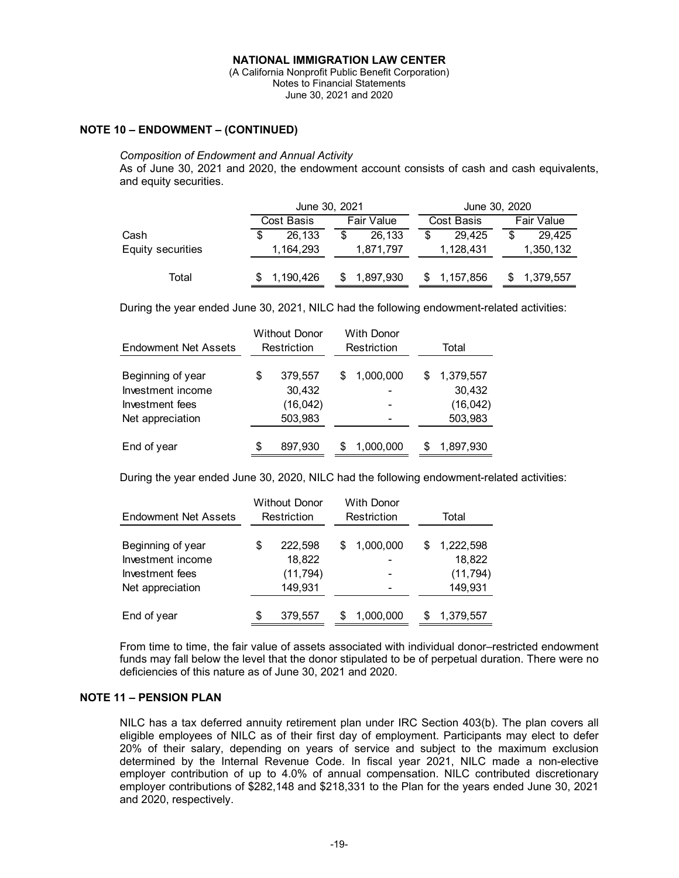## NOTE 10 – ENDOWMENT – (CONTINUED)

*Composition of Endowment and Annual Activity*

As of June 30, 2021 and 2020, the endowment account consists of cash and cash equivalents, and equity securities.

| | June 30, 2021 | | June 30, 2020 | |
|---|---|---|---|---|
| | Cost Basis | Fair Value | Cost Basis | Fair Value |
| Cash | $ 26,133 | $ 26,133 | $ 29,425 | $ 29,425 |
| Equity securities | 1,164,293 | 1,871,797 | 1,128,431 | 1,350,132 |
| Total | $ 1,190,426 | $ 1,897,930 | $ 1,157,856 | $ 1,379,557 |

During the year ended June 30, 2021, NILC had the following endowment-related activities:

| Endowment Net Assets | Without Donor Restriction | With Donor Restriction | Total |
|---|---|---|---|
| Beginning of year | $ 379,557 | $ 1,000,000 | $ 1,379,557 |
| Investment income | 30,432 | - | 30,432 |
| Investment fees | (16,042) | - | (16,042) |
| Net appreciation | 503,983 | - | 503,983 |
| End of year | $ 897,930 | $ 1,000,000 | $ 1,897,930 |

During the year ended June 30, 2020, NILC had the following endowment-related activities:

| Endowment Net Assets | Without Donor Restriction | With Donor Restriction | Total |
|---|---|---|---|
| Beginning of year | $ 222,598 | $ 1,000,000 | $ 1,222,598 |
| Investment income | 18,822 | - | 18,822 |
| Investment fees | (11,794) | - | (11,794) |
| Net appreciation | 149,931 | - | 149,931 |
| End of year | $ 379,557 | $ 1,000,000 | $ 1,379,557 |

From time to time, the fair value of assets associated with individual donor–restricted endowment funds may fall below the level that the donor stipulated to be of perpetual duration. There were no deficiencies of this nature as of June 30, 2021 and 2020.

## NOTE 11 – PENSION PLAN

NILC has a tax deferred annuity retirement plan under IRC Section 403(b). The plan covers all eligible employees of NILC as of their first day of employment. Participants may elect to defer 20% of their salary, depending on years of service and subject to the maximum exclusion determined by the Internal Revenue Code. In fiscal year 2021, NILC made a non-elective employer contribution of up to 4.0% of annual compensation. NILC contributed discretionary employer contributions of $282,148 and $218,331 to the Plan for the years ended June 30, 2021 and 2020, respectively.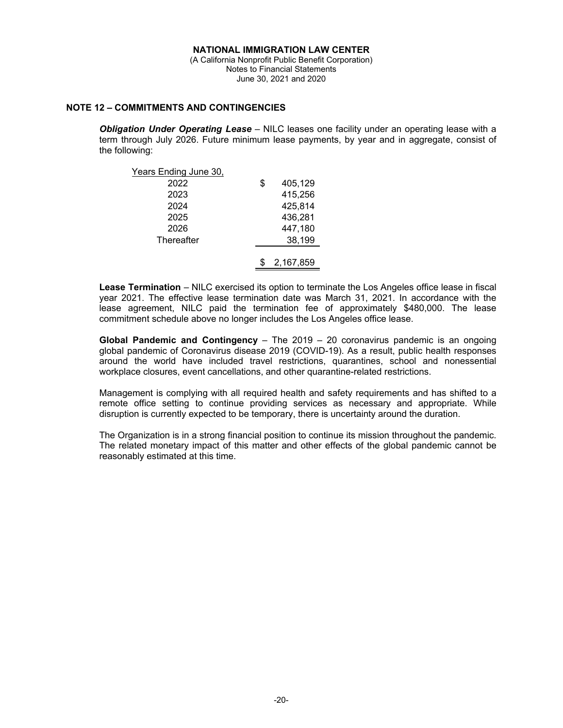## NOTE 12 – COMMITMENTS AND CONTINGENCIES

***Obligation Under Operating Lease*** – NILC leases one facility under an operating lease with a term through July 2026. Future minimum lease payments, by year and in aggregate, consist of the following:

| Years Ending June 30, | |
|---|---|
| 2022 | $ 405,129 |
| 2023 | 415,256 |
| 2024 | 425,814 |
| 2025 | 436,281 |
| 2026 | 447,180 |
| Thereafter | 38,199 |
| | $ 2,167,859 |

**Lease Termination** – NILC exercised its option to terminate the Los Angeles office lease in fiscal year 2021. The effective lease termination date was March 31, 2021. In accordance with the lease agreement, NILC paid the termination fee of approximately $480,000. The lease commitment schedule above no longer includes the Los Angeles office lease.

**Global Pandemic and Contingency** – The 2019 – 20 coronavirus pandemic is an ongoing global pandemic of Coronavirus disease 2019 (COVID-19). As a result, public health responses around the world have included travel restrictions, quarantines, school and nonessential workplace closures, event cancellations, and other quarantine-related restrictions.

Management is complying with all required health and safety requirements and has shifted to a remote office setting to continue providing services as necessary and appropriate. While disruption is currently expected to be temporary, there is uncertainty around the duration.

The Organization is in a strong financial position to continue its mission throughout the pandemic. The related monetary impact of this matter and other effects of the global pandemic cannot be reasonably estimated at this time.